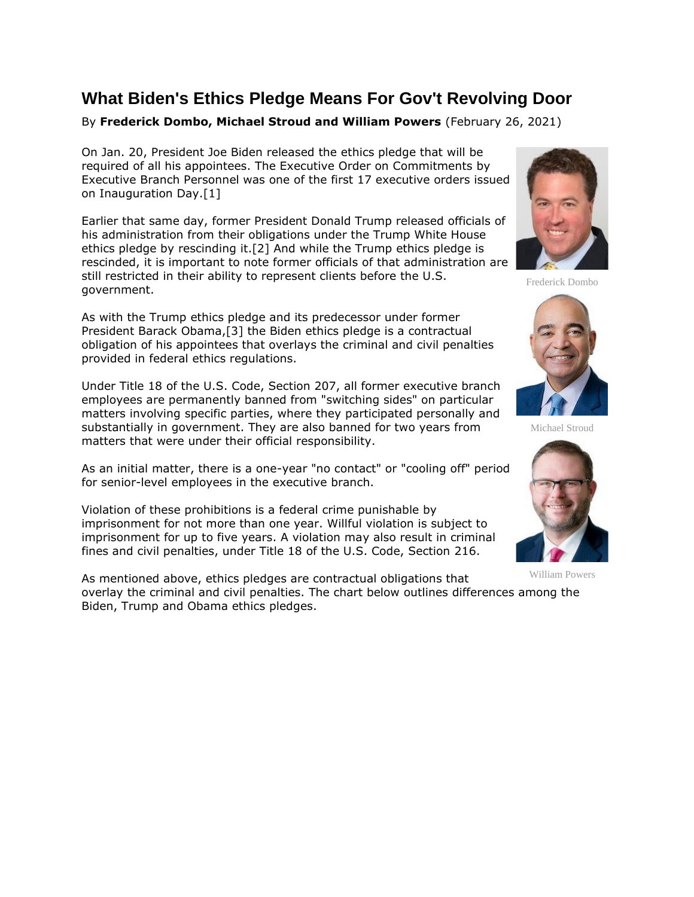# What Biden's Ethics Pledge Means For Gov't Revolving Door

By **Frederick Dombo, Michael Stroud and William Powers** (February 26, 2021)

On Jan. 20, President Joe Biden released the ethics pledge that will be required of all his appointees. The Executive Order on Commitments by Executive Branch Personnel was one of the first 17 executive orders issued on Inauguration Day.[1]

Earlier that same day, former President Donald Trump released officials of his administration from their obligations under the Trump White House ethics pledge by rescinding it.[2] And while the Trump ethics pledge is rescinded, it is important to note former officials of that administration are still restricted in their ability to represent clients before the U.S. government.

Frederick Dombo

Michael Stroud

William Powers

As with the Trump ethics pledge and its predecessor under former President Barack Obama,[3] the Biden ethics pledge is a contractual obligation of his appointees that overlays the criminal and civil penalties provided in federal ethics regulations.

Under Title 18 of the U.S. Code, Section 207, all former executive branch employees are permanently banned from "switching sides" on particular matters involving specific parties, where they participated personally and substantially in government. They are also banned for two years from matters that were under their official responsibility.

As an initial matter, there is a one-year "no contact" or "cooling off" period for senior-level employees in the executive branch.

Violation of these prohibitions is a federal crime punishable by imprisonment for not more than one year. Willful violation is subject to imprisonment for up to five years. A violation may also result in criminal fines and civil penalties, under Title 18 of the U.S. Code, Section 216.

As mentioned above, ethics pledges are contractual obligations that overlay the criminal and civil penalties. The chart below outlines differences among the Biden, Trump and Obama ethics pledges.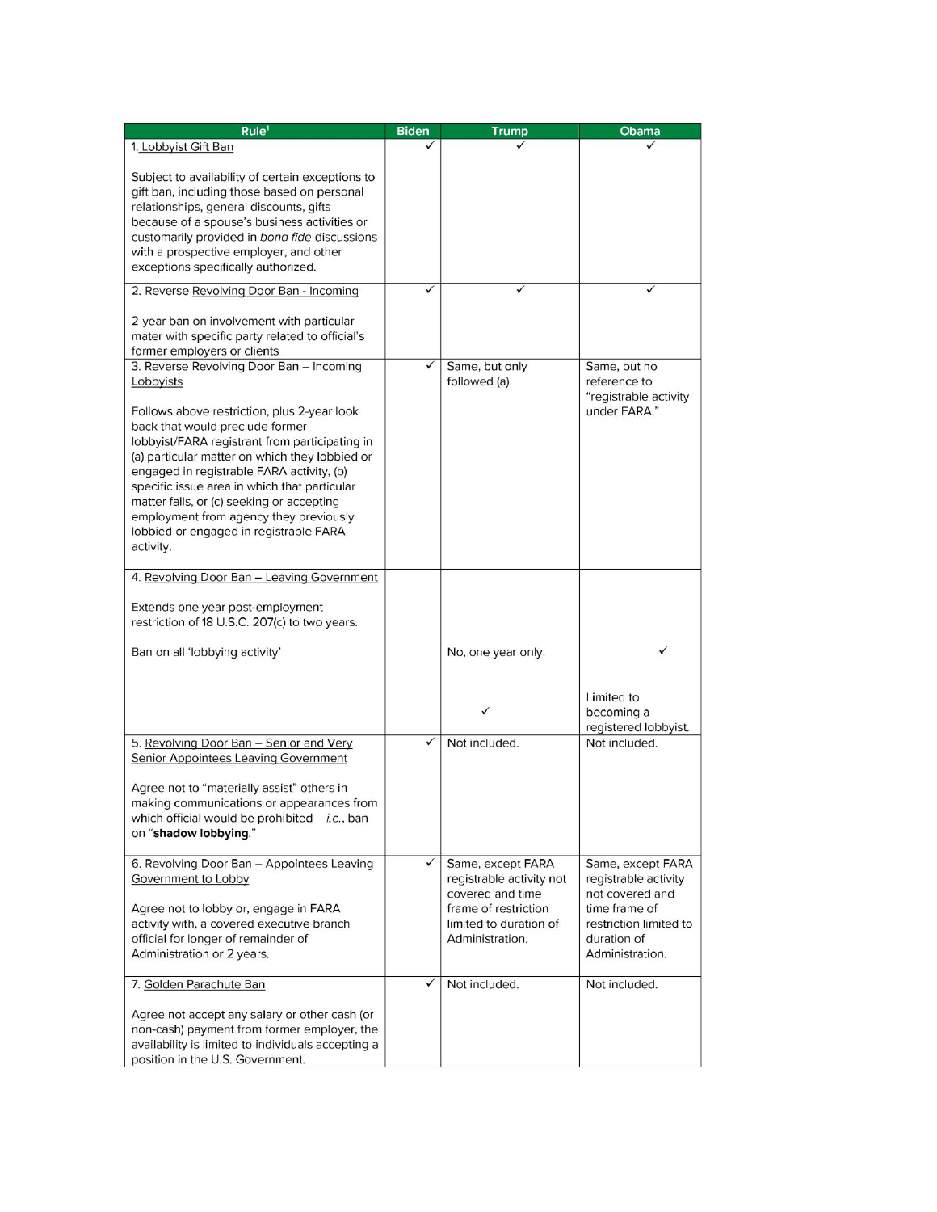| Rule[1] | Biden | Trump | Obama |
|---|---|---|---|
| 1. Lobbyist Gift Ban<br><br>Subject to availability of certain exceptions to gift ban, including those based on personal relationships, general discounts, gifts because of a spouse's business activities or customarily provided in *bona fide* discussions with a prospective employer, and other exceptions specifically authorized. | ✓ | ✓ | ✓ |
| 2. Reverse Revolving Door Ban - Incoming<br><br>2-year ban on involvement with particular mater with specific party related to official's former employers or clients | ✓ | ✓ | ✓ |
| 3. Reverse Revolving Door Ban – Incoming Lobbyists<br><br>Follows above restriction, plus 2-year look back that would preclude former lobbyist/FARA registrant from participating in (a) particular matter on which they lobbied or engaged in registrable FARA activity, (b) specific issue area in which that particular matter falls, or (c) seeking or accepting employment from agency they previously lobbied or engaged in registrable FARA activity. | ✓ | Same, but only followed (a). | Same, but no reference to "registrable activity under FARA." |
| 4. Revolving Door Ban – Leaving Government<br><br>Extends one year post-employment restriction of 18 U.S.C. 207(c) to two years.<br><br>Ban on all 'lobbying activity' | | No, one year only.<br><br>✓ | ✓<br><br>Limited to becoming a registered lobbyist. |
| 5. Revolving Door Ban – Senior and Very Senior Appointees Leaving Government<br><br>Agree not to "materially assist" others in making communications or appearances from which official would be prohibited – *i.e.*, ban on "**shadow lobbying**." | ✓ | Not included. | Not included. |
| 6. Revolving Door Ban – Appointees Leaving Government to Lobby<br><br>Agree not to lobby or, engage in FARA activity with, a covered executive branch official for longer of remainder of Administration or 2 years. | ✓ | Same, except FARA registrable activity not covered and time frame of restriction limited to duration of Administration. | Same, except FARA registrable activity not covered and time frame of restriction limited to duration of Administration. |
| 7. Golden Parachute Ban<br><br>Agree not accept any salary or other cash (or non-cash) payment from former employer, the availability is limited to individuals accepting a position in the U.S. Government. | ✓ | Not included. | Not included. |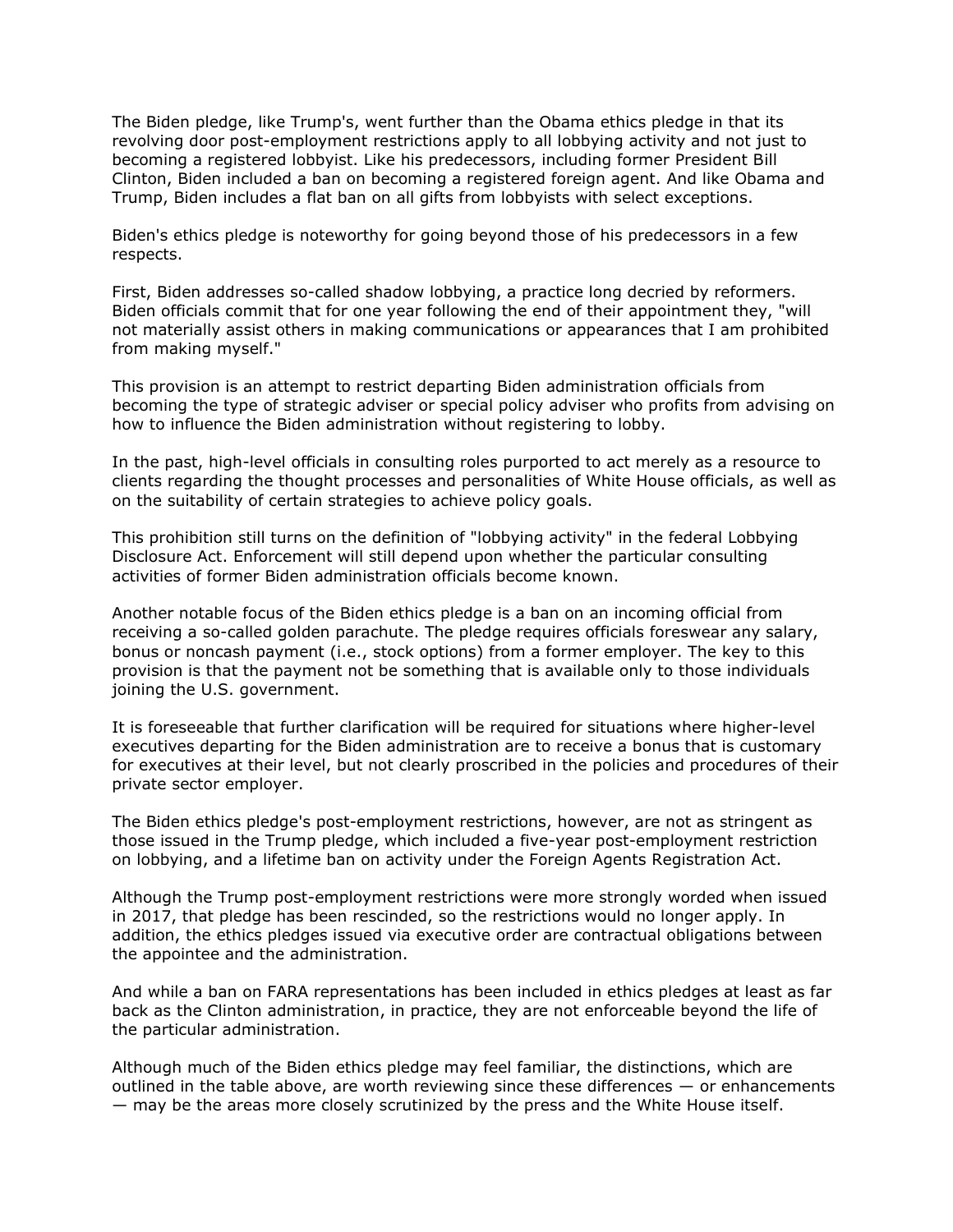The Biden pledge, like Trump's, went further than the Obama ethics pledge in that its revolving door post-employment restrictions apply to all lobbying activity and not just to becoming a registered lobbyist. Like his predecessors, including former President Bill Clinton, Biden included a ban on becoming a registered foreign agent. And like Obama and Trump, Biden includes a flat ban on all gifts from lobbyists with select exceptions.

Biden's ethics pledge is noteworthy for going beyond those of his predecessors in a few respects.

First, Biden addresses so-called shadow lobbying, a practice long decried by reformers. Biden officials commit that for one year following the end of their appointment they, "will not materially assist others in making communications or appearances that I am prohibited from making myself."

This provision is an attempt to restrict departing Biden administration officials from becoming the type of strategic adviser or special policy adviser who profits from advising on how to influence the Biden administration without registering to lobby.

In the past, high-level officials in consulting roles purported to act merely as a resource to clients regarding the thought processes and personalities of White House officials, as well as on the suitability of certain strategies to achieve policy goals.

This prohibition still turns on the definition of "lobbying activity" in the federal Lobbying Disclosure Act. Enforcement will still depend upon whether the particular consulting activities of former Biden administration officials become known.

Another notable focus of the Biden ethics pledge is a ban on an incoming official from receiving a so-called golden parachute. The pledge requires officials foreswear any salary, bonus or noncash payment (i.e., stock options) from a former employer. The key to this provision is that the payment not be something that is available only to those individuals joining the U.S. government.

It is foreseeable that further clarification will be required for situations where higher-level executives departing for the Biden administration are to receive a bonus that is customary for executives at their level, but not clearly proscribed in the policies and procedures of their private sector employer.

The Biden ethics pledge's post-employment restrictions, however, are not as stringent as those issued in the Trump pledge, which included a five-year post-employment restriction on lobbying, and a lifetime ban on activity under the Foreign Agents Registration Act.

Although the Trump post-employment restrictions were more strongly worded when issued in 2017, that pledge has been rescinded, so the restrictions would no longer apply. In addition, the ethics pledges issued via executive order are contractual obligations between the appointee and the administration.

And while a ban on FARA representations has been included in ethics pledges at least as far back as the Clinton administration, in practice, they are not enforceable beyond the life of the particular administration.

Although much of the Biden ethics pledge may feel familiar, the distinctions, which are outlined in the table above, are worth reviewing since these differences — or enhancements — may be the areas more closely scrutinized by the press and the White House itself.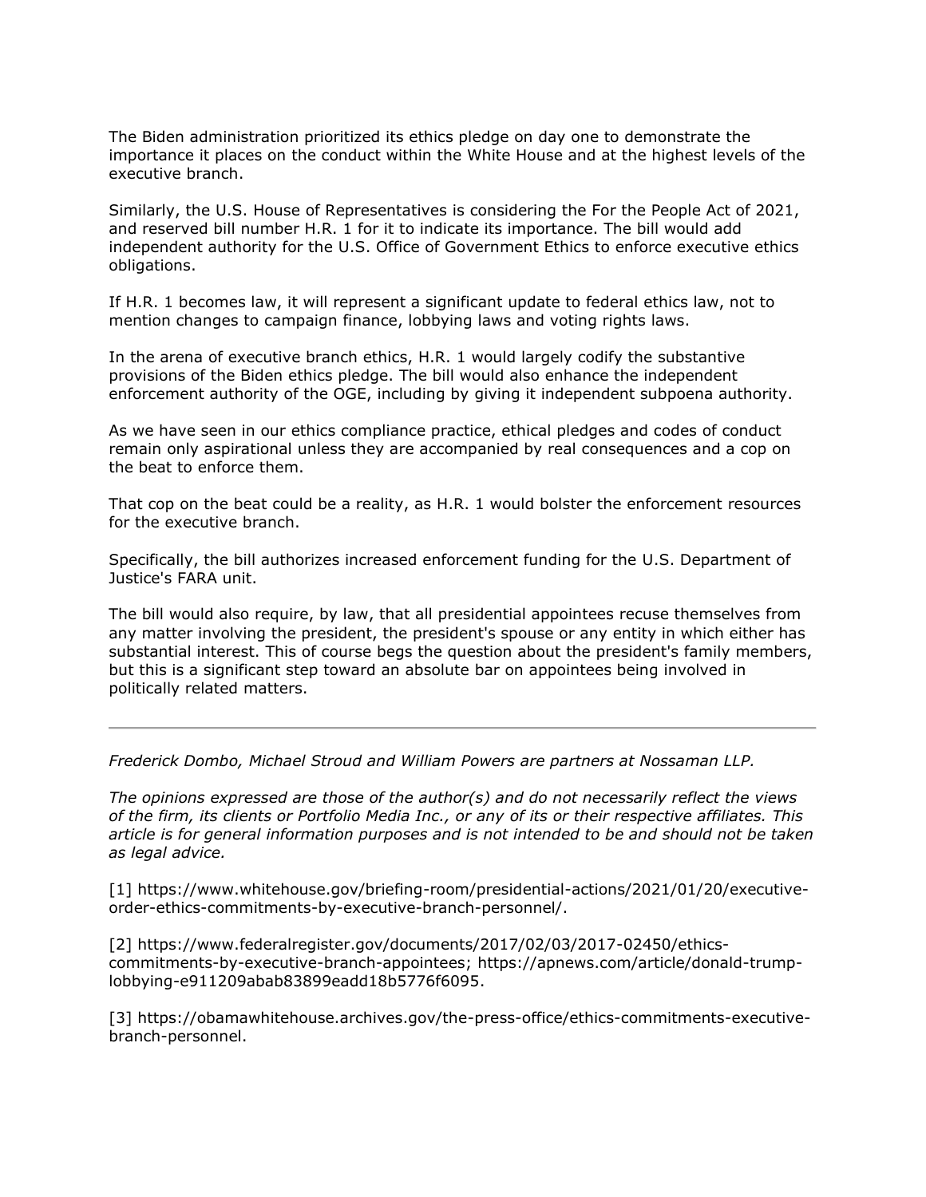The Biden administration prioritized its ethics pledge on day one to demonstrate the importance it places on the conduct within the White House and at the highest levels of the executive branch.

Similarly, the U.S. House of Representatives is considering the For the People Act of 2021, and reserved bill number H.R. 1 for it to indicate its importance. The bill would add independent authority for the U.S. Office of Government Ethics to enforce executive ethics obligations.

If H.R. 1 becomes law, it will represent a significant update to federal ethics law, not to mention changes to campaign finance, lobbying laws and voting rights laws.

In the arena of executive branch ethics, H.R. 1 would largely codify the substantive provisions of the Biden ethics pledge. The bill would also enhance the independent enforcement authority of the OGE, including by giving it independent subpoena authority.

As we have seen in our ethics compliance practice, ethical pledges and codes of conduct remain only aspirational unless they are accompanied by real consequences and a cop on the beat to enforce them.

That cop on the beat could be a reality, as H.R. 1 would bolster the enforcement resources for the executive branch.

Specifically, the bill authorizes increased enforcement funding for the U.S. Department of Justice's FARA unit.

The bill would also require, by law, that all presidential appointees recuse themselves from any matter involving the president, the president's spouse or any entity in which either has substantial interest. This of course begs the question about the president's family members, but this is a significant step toward an absolute bar on appointees being involved in politically related matters.

---

*Frederick Dombo, Michael Stroud and William Powers are partners at Nossaman LLP.*

*The opinions expressed are those of the author(s) and do not necessarily reflect the views of the firm, its clients or Portfolio Media Inc., or any of its or their respective affiliates. This article is for general information purposes and is not intended to be and should not be taken as legal advice.*

[1] https://www.whitehouse.gov/briefing-room/presidential-actions/2021/01/20/executive-order-ethics-commitments-by-executive-branch-personnel/.

[2] https://www.federalregister.gov/documents/2017/02/03/2017-02450/ethics-commitments-by-executive-branch-appointees; https://apnews.com/article/donald-trump-lobbying-e911209abab83899eadd18b5776f6095.

[3] https://obamawhitehouse.archives.gov/the-press-office/ethics-commitments-executive-branch-personnel.